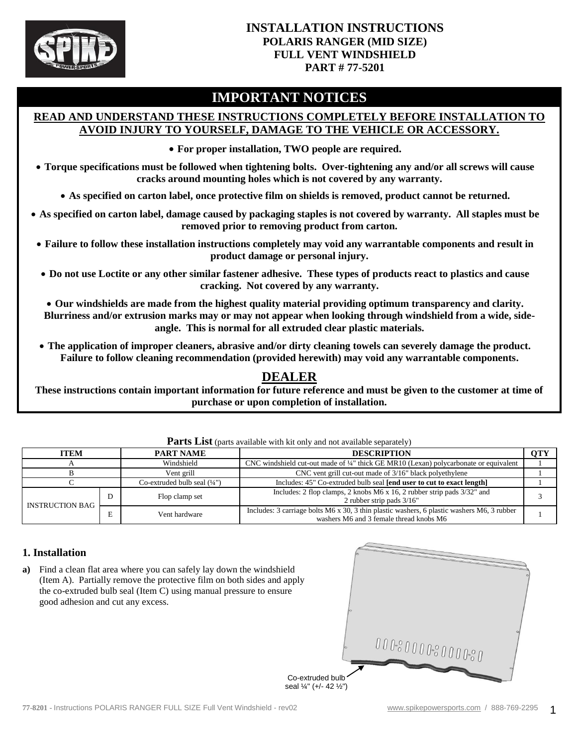# INSTALLATION INSTRUCTIONS
## POLARIS RANGER (MID SIZE)
## FULL VENT WINDSHIELD
## PART # 77-5201

## IMPORTANT NOTICES

**READ AND UNDERSTAND THESE INSTRUCTIONS COMPLETELY BEFORE INSTALLATION TO AVOID INJURY TO YOURSELF, DAMAGE TO THE VEHICLE OR ACCESSORY.**

- **For proper installation, TWO people are required.**
- **Torque specifications must be followed when tightening bolts. Over-tightening any and/or all screws will cause cracks around mounting holes which is not covered by any warranty.**
- **As specified on carton label, once protective film on shields is removed, product cannot be returned.**
- **As specified on carton label, damage caused by packaging staples is not covered by warranty. All staples must be removed prior to removing product from carton.**
- **Failure to follow these installation instructions completely may void any warrantable components and result in product damage or personal injury.**
- **Do not use Loctite or any other similar fastener adhesive. These types of products react to plastics and cause cracking. Not covered by any warranty.**
- **Our windshields are made from the highest quality material providing optimum transparency and clarity. Blurriness and/or extrusion marks may or may not appear when looking through windshield from a wide, side-angle. This is normal for all extruded clear plastic materials.**
- **The application of improper cleaners, abrasive and/or dirty cleaning towels can severely damage the product. Failure to follow cleaning recommendation (provided herewith) may void any warrantable components.**

## DEALER

**These instructions contain important information for future reference and must be given to the customer at time of purchase or upon completion of installation.**

**Parts List** (parts available with kit only and not available separately)

| ITEM | | PART NAME | DESCRIPTION | QTY |
|---|---|---|---|---|
| A | | Windshield | CNC windshield cut-out made of ¼" thick GE MR10 (Lexan) polycarbonate or equivalent | 1 |
| B | | Vent grill | CNC vent grill cut-out made of 3/16" black polyethylene | 1 |
| C | | Co-extruded bulb seal (¼") | Includes: 45" Co-extruded bulb seal **[end user to cut to exact length]** | 1 |
| INSTRUCTION BAG | D | Flop clamp set | Includes: 2 flop clamps, 2 knobs M6 x 16, 2 rubber strip pads 3/32" and 2 rubber strip pads 3/16" | 3 |
| | E | Vent hardware | Includes: 3 carriage bolts M6 x 30, 3 thin plastic washers, 6 plastic washers M6, 3 rubber washers M6 and 3 female thread knobs M6 | 1 |

### 1. Installation

**a)** Find a clean flat area where you can safely lay down the windshield (Item A). Partially remove the protective film on both sides and apply the co-extruded bulb seal (Item C) using manual pressure to ensure good adhesion and cut any excess.

Co-extruded bulb seal ¼" (+/- 42 ½")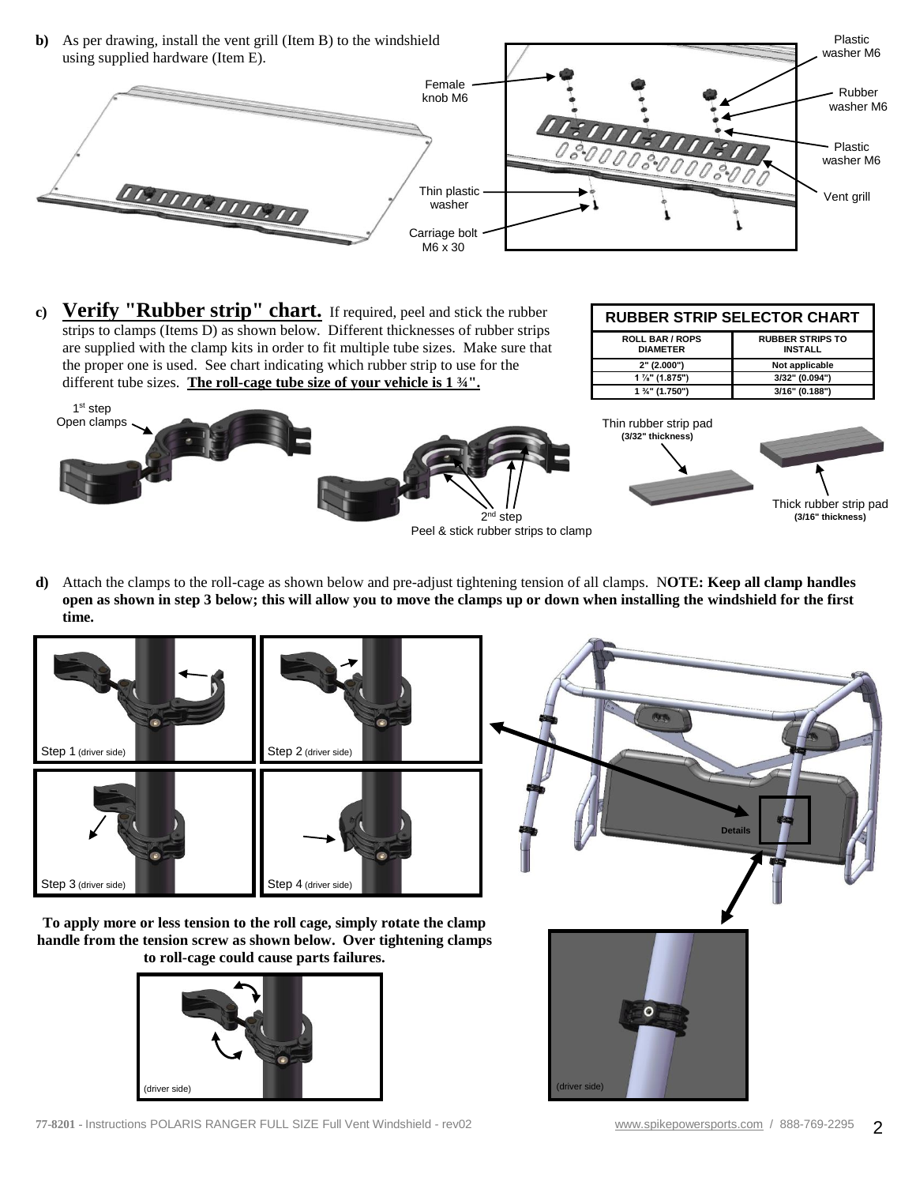**b)** As per drawing, install the vent grill (Item B) to the windshield using supplied hardware (Item E).

Female knob M6

Plastic washer M6

Rubber washer M6

Plastic washer M6

Vent grill

Thin plastic washer

Carriage bolt M6 x 30

**c)** **Verify "Rubber strip" chart.** If required, peel and stick the rubber strips to clamps (Items D) as shown below. Different thicknesses of rubber strips are supplied with the clamp kits in order to fit multiple tube sizes. Make sure that the proper one is used. See chart indicating which rubber strip to use for the different tube sizes. **The roll-cage tube size of your vehicle is 1 ¾".**

| RUBBER STRIP SELECTOR CHART | |
|---|---|
| ROLL BAR / ROPS DIAMETER | RUBBER STRIPS TO INSTALL |
| 2" (2.000") | Not applicable |
| 1 ⅞" (1.875") | 3/32" (0.094") |
| 1 ¾" (1.750") | 3/16" (0.188") |

1st step Open clamps

2nd step Peel & stick rubber strips to clamp

Thin rubber strip pad (3/32" thickness)

Thick rubber strip pad (3/16" thickness)

**d)** Attach the clamps to the roll-cage as shown below and pre-adjust tightening tension of all clamps. N**OTE: Keep all clamp handles open as shown in step 3 below; this will allow you to move the clamps up or down when installing the windshield for the first time.**

Step 1 (driver side)

Step 2 (driver side)

Step 3 (driver side)

Step 4 (driver side)

Details

**To apply more or less tension to the roll cage, simply rotate the clamp handle from the tension screw as shown below. Over tightening clamps to roll-cage could cause parts failures.**

(driver side)

(driver side)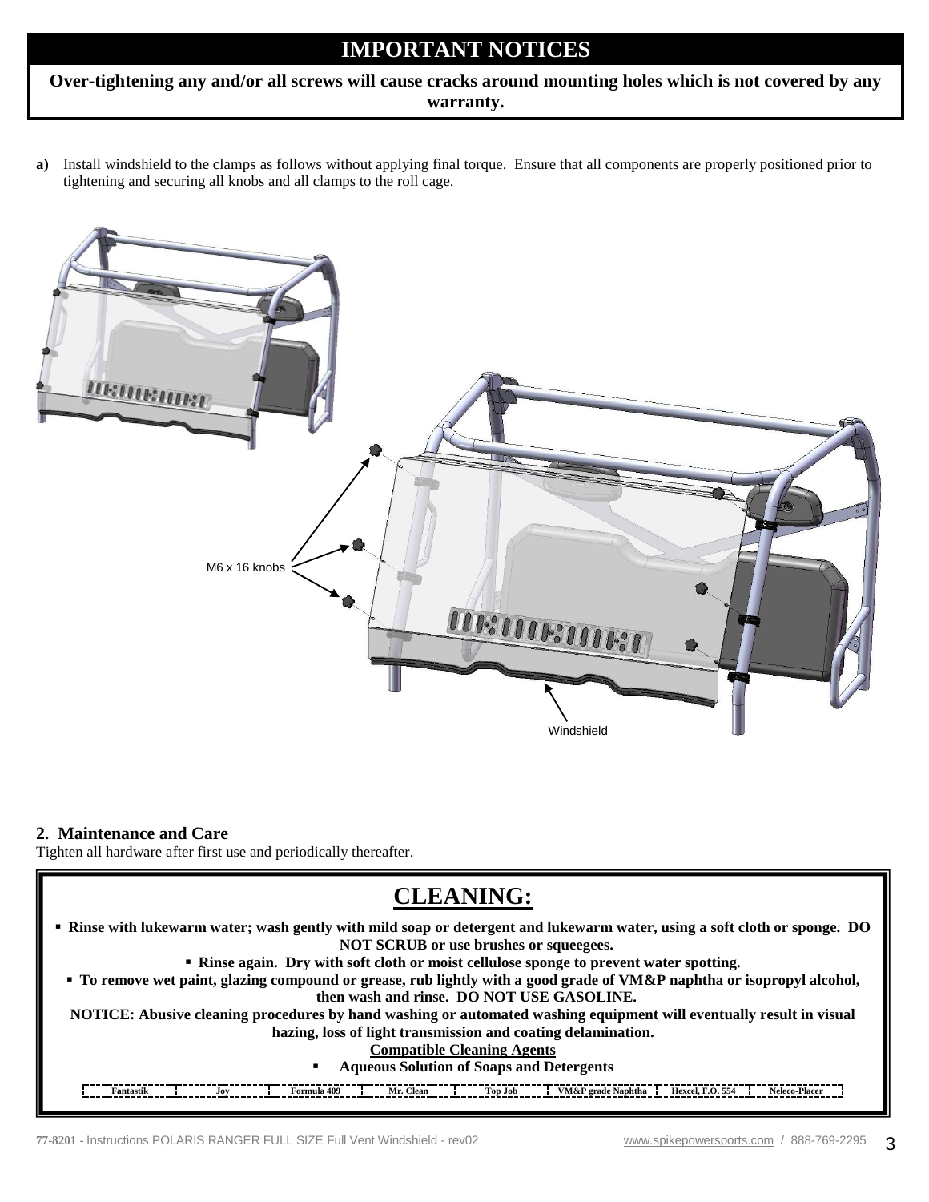# IMPORTANT NOTICES

**Over-tightening any and/or all screws will cause cracks around mounting holes which is not covered by any warranty.**

**a)** Install windshield to the clamps as follows without applying final torque. Ensure that all components are properly positioned prior to tightening and securing all knobs and all clamps to the roll cage.

M6 x 16 knobs

Windshield

## 2. Maintenance and Care

Tighten all hardware after first use and periodically thereafter.

## CLEANING:

- **Rinse with lukewarm water; wash gently with mild soap or detergent and lukewarm water, using a soft cloth or sponge. DO NOT SCRUB or use brushes or squeegees.**
- **Rinse again. Dry with soft cloth or moist cellulose sponge to prevent water spotting.**
- **To remove wet paint, glazing compound or grease, rub lightly with a good grade of VM&P naphtha or isopropyl alcohol, then wash and rinse. DO NOT USE GASOLINE.**

**NOTICE: Abusive cleaning procedures by hand washing or automated washing equipment will eventually result in visual hazing, loss of light transmission and coating delamination.**

**Compatible Cleaning Agents**

- **Aqueous Solution of Soaps and Detergents**

| | | | | | | | |
|---|---|---|---|---|---|---|---|
| Fantastik | Joy | Formula 409 | Mr. Clean | Top Job | VM&P grade Naphtha | Hexcel, F.O. 554 | Neleco-Placer |

77-8201 - Instructions POLARIS RANGER FULL SIZE Full Vent Windshield - rev02

www.spikepowersports.com / 888-769-2295